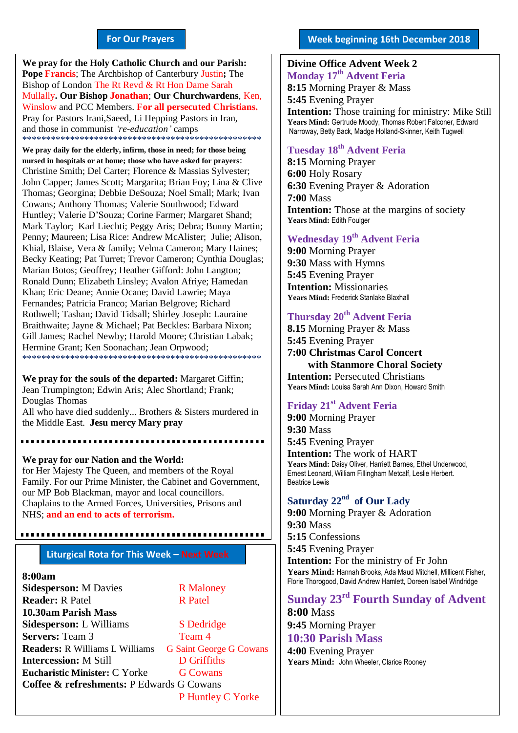## For Our Prayers

**We pray for the Holy Catholic Church and our Parish:** **Pope Francis**; The Archbishop of Canterbury Justin**;** The Bishop of London The Rt Revd & Rt Hon Dame Sarah Mullally**. Our Bishop Jonathan**; **Our Churchwardens**, Ken, Winslow and PCC Members. **For all persecuted Christians.** Pray for Pastors Irani,Saeed, Li Hepping Pastors in Iran, and those in communist *'re-education'* camps

****************************************************

**We pray daily for the elderly, infirm, those in need; for those being nursed in hospitals or at home; those who have asked for prayers**: Christine Smith; Del Carter; Florence & Massias Sylvester; John Capper; James Scott; Margarita; Brian Foy; Lina & Clive Thomas; Georgina; Debbie DeSouza; Noel Small; Mark; Ivan Cowans; Anthony Thomas; Valerie Southwood; Edward Huntley; Valerie D'Souza; Corine Farmer; Margaret Shand; Mark Taylor; Karl Liechti; Peggy Aris; Debra; Bunny Martin; Penny; Maureen; Lisa Rice: Andrew McAlister; Julie; Alison, Khial, Blaise, Vera & family; Velma Cameron; Mary Haines; Becky Keating; Pat Turret; Trevor Cameron; Cynthia Douglas; Marian Botos; Geoffrey; Heather Gifford: John Langton; Ronald Dunn; Elizabeth Linsley; Avalon Afriye; Hamedan Khan; Eric Deane; Annie Ocane; David Lawrie; Maya Fernandes; Patricia Franco; Marian Belgrove; Richard Rothwell; Tashan; David Tidsall; Shirley Joseph: Lauraine Braithwaite; Jayne & Michael; Pat Beckles: Barbara Nixon; Gill James; Rachel Newby; Harold Moore; Christian Labak; Hermine Grant; Ken Soonachan; Jean Orpwood;

****************************************************

**We pray for the souls of the departed:** Margaret Giffin; Jean Trumpington; Edwin Aris; Alec Shortland; Frank; Douglas Thomas
All who have died suddenly... Brothers & Sisters murdered in the Middle East. **Jesu mercy Mary pray**

**We pray for our Nation and the World:** for Her Majesty The Queen, and members of the Royal Family. For our Prime Minister, the Cabinet and Government, our MP Bob Blackman, mayor and local councillors. Chaplains to the Armed Forces, Universities, Prisons and NHS; **and an end to acts of terrorism.**

## Liturgical Rota for This Week – Next Week

| | This Week | Next Week |
|---|---|---|
| **8:00am** | | |
| **Sidesperson:** | M Davies | R Maloney |
| **Reader:** | R Patel | R Patel |
| **10.30am Parish Mass** | | |
| **Sidesperson:** | L Williams | S Dedridge |
| **Servers:** | Team 3 | Team 4 |
| **Readers:** | R Williams L Williams | G Saint George G Cowans |
| **Intercession:** | M Still | D Griffiths |
| **Eucharistic Minister:** | C Yorke | G Cowans |
| **Coffee & refreshments:** | P Edwards G Cowans | P Huntley C Yorke |

## Week beginning 16th December 2018

**Divine Office Advent Week 2**

### Monday 17th Advent Feria
**8:15** Morning Prayer & Mass
**5:45** Evening Prayer
**Intention:** Those training for ministry: Mike Still
**Years Mind:** Gertrude Moody, Thomas Robert Falconer, Edward Narroway, Betty Back, Madge Holland-Skinner, Keith Tugwell

### Tuesday 18th Advent Feria
**8:15** Morning Prayer
**6:00** Holy Rosary
**6:30** Evening Prayer & Adoration
**7:00** Mass
**Intention:** Those at the margins of society
**Years Mind:** Edith Foulger

### Wednesday 19th Advent Feria
**9:00** Morning Prayer
**9:30** Mass with Hymns
**5:45** Evening Prayer
**Intention:** Missionaries
**Years Mind:** Frederick Stanlake Blaxhall

### Thursday 20th Advent Feria
**8.15** Morning Prayer & Mass
**5:45** Evening Prayer
**7:00 Christmas Carol Concert with Stanmore Choral Society**
**Intention:** Persecuted Christians
**Years Mind:** Louisa Sarah Ann Dixon, Howard Smith

### Friday 21st Advent Feria
**9:00** Morning Prayer
**9:30** Mass
**5:45** Evening Prayer
**Intention:** The work of HART
**Years Mind:** Daisy Oliver, Harriett Barnes, Ethel Underwood, Ernest Leonard, William Fillingham Metcalf, Leslie Herbert. Beatrice Lewis

### Saturday 22nd of Our Lady
**9:00** Morning Prayer & Adoration
**9:30** Mass
**5:15** Confessions
**5:45** Evening Prayer
**Intention:** For the ministry of Fr John
**Years Mind:** Hannah Brooks, Ada Maud Mitchell, Millicent Fisher, Florie Thorogood, David Andrew Hamlett, Doreen Isabel Windridge

### Sunday 23rd Fourth Sunday of Advent
**8:00** Mass
**9:45** Morning Prayer
**10:30 Parish Mass**
**4:00** Evening Prayer
**Years Mind:** John Wheeler, Clarice Rooney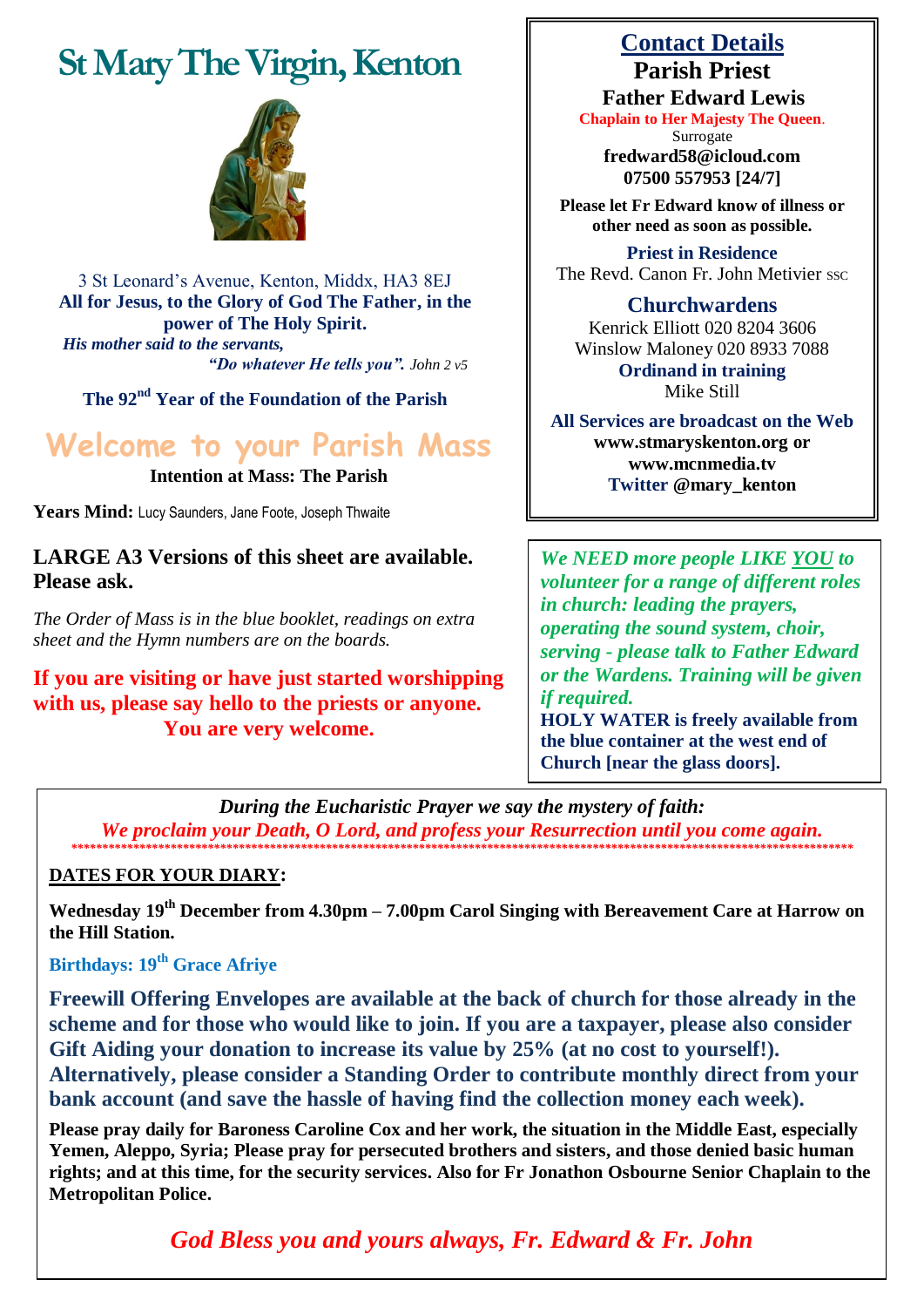# St Mary The Virgin, Kenton

3 St Leonard's Avenue, Kenton, Middx, HA3 8EJ

**All for Jesus, to the Glory of God The Father, in the power of The Holy Spirit.**

***His mother said to the servants,***
***"Do whatever He tells you".*** *John 2 v5*

**The 92nd Year of the Foundation of the Parish**

## Welcome to your Parish Mass

**Intention at Mass: The Parish**

**Years Mind:** Lucy Saunders, Jane Foote, Joseph Thwaite

**LARGE A3 Versions of this sheet are available. Please ask.**

*The Order of Mass is in the blue booklet, readings on extra sheet and the Hymn numbers are on the boards.*

**If you are visiting or have just started worshipping with us, please say hello to the priests or anyone. You are very welcome.**

## Contact Details

**Parish Priest**

**Father Edward Lewis**

**Chaplain to Her Majesty The Queen.**

Surrogate

**fredward58@icloud.com**

**07500 557953 [24/7]**

**Please let Fr Edward know of illness or other need as soon as possible.**

**Priest in Residence**

The Revd. Canon Fr. John Metivier SSC

**Churchwardens**

Kenrick Elliott 020 8204 3606

Winslow Maloney 020 8933 7088

**Ordinand in training**

Mike Still

**All Services are broadcast on the Web**

**www.stmaryskenton.org or**

**www.mcnmedia.tv**

**Twitter @mary_kenton**

***We NEED more people LIKE YOU to volunteer for a range of different roles in church: leading the prayers, operating the sound system, choir, serving - please talk to Father Edward or the Wardens. Training will be given if required.***

**HOLY WATER is freely available from the blue container at the west end of Church [near the glass doors].**

*During the Eucharistic Prayer we say the mystery of faith:*

*We proclaim your Death, O Lord, and profess your Resurrection until you come again.*

**DATES FOR YOUR DIARY:**

**Wednesday 19th December from 4.30pm – 7.00pm Carol Singing with Bereavement Care at Harrow on the Hill Station.**

**Birthdays: 19th Grace Afriye**

**Freewill Offering Envelopes are available at the back of church for those already in the scheme and for those who would like to join. If you are a taxpayer, please also consider Gift Aiding your donation to increase its value by 25% (at no cost to yourself!). Alternatively, please consider a Standing Order to contribute monthly direct from your bank account (and save the hassle of having find the collection money each week).**

**Please pray daily for Baroness Caroline Cox and her work, the situation in the Middle East, especially Yemen, Aleppo, Syria; Please pray for persecuted brothers and sisters, and those denied basic human rights; and at this time, for the security services. Also for Fr Jonathon Osbourne Senior Chaplain to the Metropolitan Police.**

*God Bless you and yours always, Fr. Edward & Fr. John*